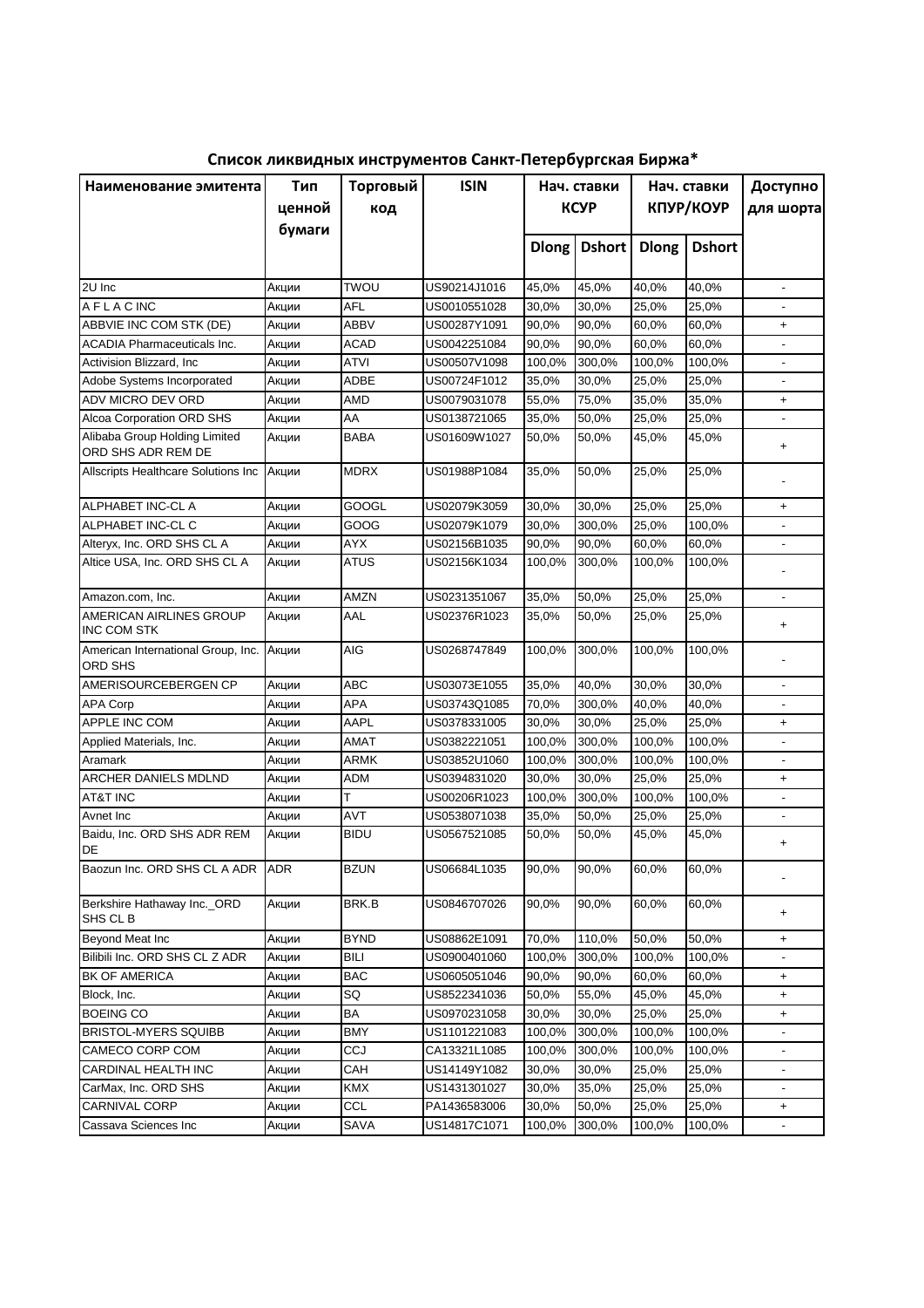## Список ликвидных инструментов Санкт-Петербургская Биржа*

| Наименование эмитента | Тип ценной бумаги | Торговый код | ISIN | Нач. ставки КСУР | | Нач. ставки КПУР/КОУР | | Доступно для шорта |
|---|---|---|---|---|---|---|---|---|
| | | | | Dlong | Dshort | Dlong | Dshort | |
| 2U Inc | Акции | TWOU | US90214J1016 | 45,0% | 45,0% | 40,0% | 40,0% | - |
| A F L A C INC | Акции | AFL | US0010551028 | 30,0% | 30,0% | 25,0% | 25,0% | - |
| ABBVIE INC COM STK (DE) | Акции | ABBV | US00287Y1091 | 90,0% | 90,0% | 60,0% | 60,0% | + |
| ACADIA Pharmaceuticals Inc. | Акции | ACAD | US0042251084 | 90,0% | 90,0% | 60,0% | 60,0% | - |
| Activision Blizzard, Inc | Акции | ATVI | US00507V1098 | 100,0% | 300,0% | 100,0% | 100,0% | - |
| Adobe Systems Incorporated | Акции | ADBE | US00724F1012 | 35,0% | 30,0% | 25,0% | 25,0% | - |
| ADV MICRO DEV ORD | Акции | AMD | US0079031078 | 55,0% | 75,0% | 35,0% | 35,0% | + |
| Alcoa Corporation ORD SHS | Акции | AA | US0138721065 | 35,0% | 50,0% | 25,0% | 25,0% | - |
| Alibaba Group Holding Limited ORD SHS ADR REM DE | Акции | BABA | US01609W1027 | 50,0% | 50,0% | 45,0% | 45,0% | + |
| Allscripts Healthcare Solutions Inc | Акции | MDRX | US01988P1084 | 35,0% | 50,0% | 25,0% | 25,0% | - |
| ALPHABET INC-CL A | Акции | GOOGL | US02079K3059 | 30,0% | 30,0% | 25,0% | 25,0% | + |
| ALPHABET INC-CL C | Акции | GOOG | US02079K1079 | 30,0% | 300,0% | 25,0% | 100,0% | - |
| Alteryx, Inc. ORD SHS CL A | Акции | AYX | US02156B1035 | 90,0% | 90,0% | 60,0% | 60,0% | - |
| Altice USA, Inc. ORD SHS CL A | Акции | ATUS | US02156K1034 | 100,0% | 300,0% | 100,0% | 100,0% | - |
| Amazon.com, Inc. | Акции | AMZN | US0231351067 | 35,0% | 50,0% | 25,0% | 25,0% | - |
| AMERICAN AIRLINES GROUP INC COM STK | Акции | AAL | US02376R1023 | 35,0% | 50,0% | 25,0% | 25,0% | + |
| American International Group, Inc. ORD SHS | Акции | AIG | US0268747849 | 100,0% | 300,0% | 100,0% | 100,0% | - |
| AMERISOURCEBERGEN CP | Акции | ABC | US03073E1055 | 35,0% | 40,0% | 30,0% | 30,0% | - |
| APA Corp | Акции | APA | US03743Q1085 | 70,0% | 300,0% | 40,0% | 40,0% | - |
| APPLE INC COM | Акции | AAPL | US0378331005 | 30,0% | 30,0% | 25,0% | 25,0% | + |
| Applied Materials, Inc. | Акции | AMAT | US0382221051 | 100,0% | 300,0% | 100,0% | 100,0% | - |
| Aramark | Акции | ARMK | US03852U1060 | 100,0% | 300,0% | 100,0% | 100,0% | - |
| ARCHER DANIELS MDLND | Акции | ADM | US0394831020 | 30,0% | 30,0% | 25,0% | 25,0% | + |
| AT&T INC | Акции | T | US00206R1023 | 100,0% | 300,0% | 100,0% | 100,0% | - |
| Avnet Inc | Акции | AVT | US0538071038 | 35,0% | 50,0% | 25,0% | 25,0% | - |
| Baidu, Inc. ORD SHS ADR REM DE | Акции | BIDU | US0567521085 | 50,0% | 50,0% | 45,0% | 45,0% | + |
| Baozun Inc. ORD SHS CL A ADR | ADR | BZUN | US06684L1035 | 90,0% | 90,0% | 60,0% | 60,0% | - |
| Berkshire Hathaway Inc._ORD SHS CL B | Акции | BRK.B | US0846707026 | 90,0% | 90,0% | 60,0% | 60,0% | + |
| Beyond Meat Inc | Акции | BYND | US08862E1091 | 70,0% | 110,0% | 50,0% | 50,0% | + |
| Bilibili Inc. ORD SHS CL Z ADR | Акции | BILI | US0900401060 | 100,0% | 300,0% | 100,0% | 100,0% | - |
| BK OF AMERICA | Акции | BAC | US0605051046 | 90,0% | 90,0% | 60,0% | 60,0% | + |
| Block, Inc. | Акции | SQ | US8522341036 | 50,0% | 55,0% | 45,0% | 45,0% | + |
| BOEING CO | Акции | BA | US0970231058 | 30,0% | 30,0% | 25,0% | 25,0% | + |
| BRISTOL-MYERS SQUIBB | Акции | BMY | US1101221083 | 100,0% | 300,0% | 100,0% | 100,0% | - |
| CAMECO CORP COM | Акции | CCJ | CA13321L1085 | 100,0% | 300,0% | 100,0% | 100,0% | - |
| CARDINAL HEALTH INC | Акции | CAH | US14149Y1082 | 30,0% | 30,0% | 25,0% | 25,0% | - |
| CarMax, Inc. ORD SHS | Акции | KMX | US1431301027 | 30,0% | 35,0% | 25,0% | 25,0% | - |
| CARNIVAL CORP | Акции | CCL | PA1436583006 | 30,0% | 50,0% | 25,0% | 25,0% | + |
| Cassava Sciences Inc | Акции | SAVA | US14817C1071 | 100,0% | 300,0% | 100,0% | 100,0% | - |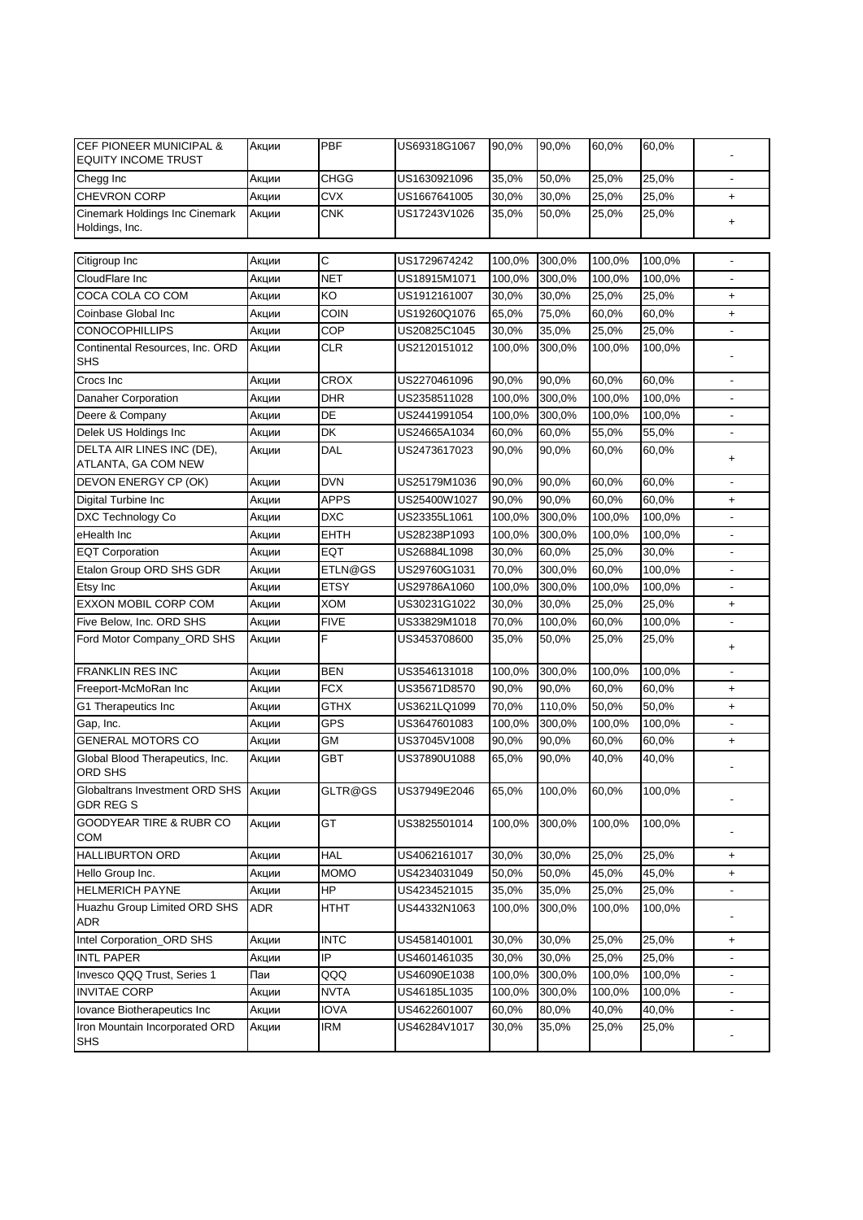| | | | | | | | | |
|---|---|---|---|---|---|---|---|---|
| CEF PIONEER MUNICIPAL & EQUITY INCOME TRUST | Акции | PBF | US69318G1067 | 90,0% | 90,0% | 60,0% | 60,0% | - |
| Chegg Inc | Акции | CHGG | US1630921096 | 35,0% | 50,0% | 25,0% | 25,0% | - |
| CHEVRON CORP | Акции | CVX | US1667641005 | 30,0% | 30,0% | 25,0% | 25,0% | + |
| Cinemark Holdings Inc Cinemark Holdings, Inc. | Акции | CNK | US17243V1026 | 35,0% | 50,0% | 25,0% | 25,0% | + |
| Citigroup Inc | Акции | C | US1729674242 | 100,0% | 300,0% | 100,0% | 100,0% | - |
| CloudFlare Inc | Акции | NET | US18915M1071 | 100,0% | 300,0% | 100,0% | 100,0% | - |
| COCA COLA CO COM | Акции | KO | US1912161007 | 30,0% | 30,0% | 25,0% | 25,0% | + |
| Coinbase Global Inc | Акции | COIN | US19260Q1076 | 65,0% | 75,0% | 60,0% | 60,0% | + |
| CONOCOPHILLIPS | Акции | COP | US20825C1045 | 30,0% | 35,0% | 25,0% | 25,0% | - |
| Continental Resources, Inc. ORD SHS | Акции | CLR | US2120151012 | 100,0% | 300,0% | 100,0% | 100,0% | - |
| Crocs Inc | Акции | CROX | US2270461096 | 90,0% | 90,0% | 60,0% | 60,0% | - |
| Danaher Corporation | Акции | DHR | US2358511028 | 100,0% | 300,0% | 100,0% | 100,0% | - |
| Deere & Company | Акции | DE | US2441991054 | 100,0% | 300,0% | 100,0% | 100,0% | - |
| Delek US Holdings Inc | Акции | DK | US24665A1034 | 60,0% | 60,0% | 55,0% | 55,0% | - |
| DELTA AIR LINES INC (DE), ATLANTA, GA COM NEW | Акции | DAL | US2473617023 | 90,0% | 90,0% | 60,0% | 60,0% | + |
| DEVON ENERGY CP (OK) | Акции | DVN | US25179M1036 | 90,0% | 90,0% | 60,0% | 60,0% | - |
| Digital Turbine Inc | Акции | APPS | US25400W1027 | 90,0% | 90,0% | 60,0% | 60,0% | + |
| DXC Technology Co | Акции | DXC | US23355L1061 | 100,0% | 300,0% | 100,0% | 100,0% | - |
| eHealth Inc | Акции | EHTH | US28238P1093 | 100,0% | 300,0% | 100,0% | 100,0% | - |
| EQT Corporation | Акции | EQT | US26884L1098 | 30,0% | 60,0% | 25,0% | 30,0% | - |
| Etalon Group ORD SHS GDR | Акции | ETLN@GS | US29760G1031 | 70,0% | 300,0% | 60,0% | 100,0% | - |
| Etsy Inc | Акции | ETSY | US29786A1060 | 100,0% | 300,0% | 100,0% | 100,0% | - |
| EXXON MOBIL CORP COM | Акции | XOM | US30231G1022 | 30,0% | 30,0% | 25,0% | 25,0% | + |
| Five Below, Inc. ORD SHS | Акции | FIVE | US33829M1018 | 70,0% | 100,0% | 60,0% | 100,0% | - |
| Ford Motor Company_ORD SHS | Акции | F | US3453708600 | 35,0% | 50,0% | 25,0% | 25,0% | + |
| FRANKLIN RES INC | Акции | BEN | US3546131018 | 100,0% | 300,0% | 100,0% | 100,0% | - |
| Freeport-McMoRan Inc | Акции | FCX | US35671D8570 | 90,0% | 90,0% | 60,0% | 60,0% | + |
| G1 Therapeutics Inc | Акции | GTHX | US3621LQ1099 | 70,0% | 110,0% | 50,0% | 50,0% | + |
| Gap, Inc. | Акции | GPS | US3647601083 | 100,0% | 300,0% | 100,0% | 100,0% | - |
| GENERAL MOTORS CO | Акции | GM | US37045V1008 | 90,0% | 90,0% | 60,0% | 60,0% | + |
| Global Blood Therapeutics, Inc. ORD SHS | Акции | GBT | US37890U1088 | 65,0% | 90,0% | 40,0% | 40,0% | - |
| Globaltrans Investment ORD SHS GDR REG S | Акции | GLTR@GS | US37949E2046 | 65,0% | 100,0% | 60,0% | 100,0% | - |
| GOODYEAR TIRE & RUBR CO COM | Акции | GT | US3825501014 | 100,0% | 300,0% | 100,0% | 100,0% | - |
| HALLIBURTON ORD | Акции | HAL | US4062161017 | 30,0% | 30,0% | 25,0% | 25,0% | + |
| Hello Group Inc. | Акции | MOMO | US4234031049 | 50,0% | 50,0% | 45,0% | 45,0% | + |
| HELMERICH PAYNE | Акции | HP | US4234521015 | 35,0% | 35,0% | 25,0% | 25,0% | - |
| Huazhu Group Limited ORD SHS ADR | ADR | HTHT | US44332N1063 | 100,0% | 300,0% | 100,0% | 100,0% | - |
| Intel Corporation_ORD SHS | Акции | INTC | US4581401001 | 30,0% | 30,0% | 25,0% | 25,0% | + |
| INTL PAPER | Акции | IP | US4601461035 | 30,0% | 30,0% | 25,0% | 25,0% | - |
| Invesco QQQ Trust, Series 1 | Паи | QQQ | US46090E1038 | 100,0% | 300,0% | 100,0% | 100,0% | - |
| INVITAE CORP | Акции | NVTA | US46185L1035 | 100,0% | 300,0% | 100,0% | 100,0% | - |
| Iovance Biotherapeutics Inc | Акции | IOVA | US4622601007 | 60,0% | 80,0% | 40,0% | 40,0% | - |
| Iron Mountain Incorporated ORD SHS | Акции | IRM | US46284V1017 | 30,0% | 35,0% | 25,0% | 25,0% | - |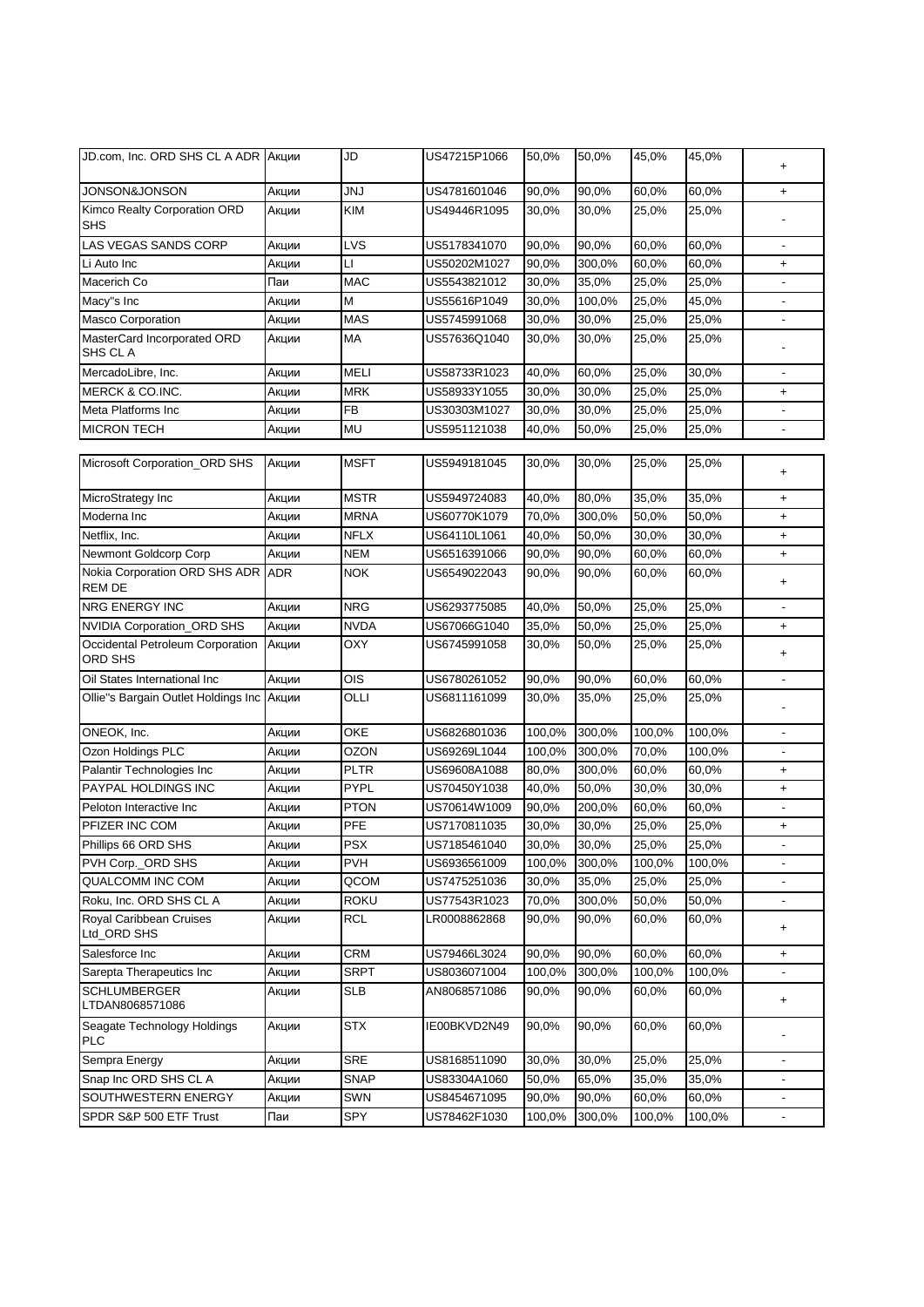| | | | | | | | | |
|---|---|---|---|---|---|---|---|---|
| JD.com, Inc. ORD SHS CL A ADR | Акции | JD | US47215P1066 | 50,0% | 50,0% | 45,0% | 45,0% | + |
| JONSON&JONSON | Акции | JNJ | US4781601046 | 90,0% | 90,0% | 60,0% | 60,0% | + |
| Kimco Realty Corporation ORD SHS | Акции | KIM | US49446R1095 | 30,0% | 30,0% | 25,0% | 25,0% | - |
| LAS VEGAS SANDS CORP | Акции | LVS | US5178341070 | 90,0% | 90,0% | 60,0% | 60,0% | - |
| Li Auto Inc | Акции | LI | US50202M1027 | 90,0% | 300,0% | 60,0% | 60,0% | + |
| Macerich Co | Паи | MAC | US5543821012 | 30,0% | 35,0% | 25,0% | 25,0% | - |
| Macy"s Inc | Акции | M | US55616P1049 | 30,0% | 100,0% | 30,0% | 45,0% | - |
| Masco Corporation | Акции | MAS | US5745991068 | 30,0% | 30,0% | 25,0% | 25,0% | - |
| MasterCard Incorporated ORD SHS CL A | Акции | MA | US57636Q1040 | 30,0% | 30,0% | 25,0% | 25,0% | - |
| MercadoLibre, Inc. | Акции | MELI | US58733R1023 | 40,0% | 60,0% | 25,0% | 30,0% | - |
| MERCK & CO.INC. | Акции | MRK | US58933Y1055 | 30,0% | 30,0% | 25,0% | 25,0% | + |
| Meta Platforms Inc | Акции | FB | US30303M1027 | 30,0% | 30,0% | 25,0% | 25,0% | - |
| MICRON TECH | Акции | MU | US5951121038 | 40,0% | 50,0% | 25,0% | 25,0% | - |
| Microsoft Corporation_ORD SHS | Акции | MSFT | US5949181045 | 30,0% | 30,0% | 25,0% | 25,0% | + |
| MicroStrategy Inc | Акции | MSTR | US5949724083 | 40,0% | 80,0% | 35,0% | 35,0% | + |
| Moderna Inc | Акции | MRNA | US60770K1079 | 70,0% | 300,0% | 50,0% | 50,0% | + |
| Netflix, Inc. | Акции | NFLX | US64110L1061 | 40,0% | 50,0% | 30,0% | 30,0% | + |
| Newmont Goldcorp Corp | Акции | NEM | US6516391066 | 90,0% | 90,0% | 60,0% | 60,0% | + |
| Nokia Corporation ORD SHS ADR REM DE | ADR | NOK | US6549022043 | 90,0% | 90,0% | 60,0% | 60,0% | + |
| NRG ENERGY INC | Акции | NRG | US6293775085 | 40,0% | 50,0% | 25,0% | 25,0% | - |
| NVIDIA Corporation_ORD SHS | Акции | NVDA | US67066G1040 | 35,0% | 50,0% | 25,0% | 25,0% | + |
| Occidental Petroleum Corporation ORD SHS | Акции | OXY | US6745991058 | 30,0% | 50,0% | 25,0% | 25,0% | + |
| Oil States International Inc | Акции | OIS | US6780261052 | 90,0% | 90,0% | 60,0% | 60,0% | - |
| Ollie"s Bargain Outlet Holdings Inc | Акции | OLLI | US6811161099 | 30,0% | 35,0% | 25,0% | 25,0% | - |
| ONEOK, Inc. | Акции | OKE | US6826801036 | 100,0% | 300,0% | 100,0% | 100,0% | - |
| Ozon Holdings PLC | Акции | OZON | US69269L1044 | 100,0% | 300,0% | 70,0% | 100,0% | - |
| Palantir Technologies Inc | Акции | PLTR | US69608A1088 | 80,0% | 300,0% | 60,0% | 60,0% | + |
| PAYPAL HOLDINGS INC | Акции | PYPL | US70450Y1038 | 40,0% | 50,0% | 30,0% | 30,0% | + |
| Peloton Interactive Inc | Акции | PTON | US70614W1009 | 90,0% | 200,0% | 60,0% | 60,0% | - |
| PFIZER INC COM | Акции | PFE | US7170811035 | 30,0% | 30,0% | 25,0% | 25,0% | + |
| Phillips 66 ORD SHS | Акции | PSX | US7185461040 | 30,0% | 30,0% | 25,0% | 25,0% | - |
| PVH Corp._ORD SHS | Акции | PVH | US6936561009 | 100,0% | 300,0% | 100,0% | 100,0% | - |
| QUALCOMM INC COM | Акции | QCOM | US7475251036 | 30,0% | 35,0% | 25,0% | 25,0% | - |
| Roku, Inc. ORD SHS CL A | Акции | ROKU | US77543R1023 | 70,0% | 300,0% | 50,0% | 50,0% | - |
| Royal Caribbean Cruises Ltd_ORD SHS | Акции | RCL | LR0008862868 | 90,0% | 90,0% | 60,0% | 60,0% | + |
| Salesforce Inc | Акции | CRM | US79466L3024 | 90,0% | 90,0% | 60,0% | 60,0% | + |
| Sarepta Therapeutics Inc | Акции | SRPT | US8036071004 | 100,0% | 300,0% | 100,0% | 100,0% | - |
| SCHLUMBERGER LTDAN8068571086 | Акции | SLB | AN8068571086 | 90,0% | 90,0% | 60,0% | 60,0% | + |
| Seagate Technology Holdings PLC | Акции | STX | IE00BKVD2N49 | 90,0% | 90,0% | 60,0% | 60,0% | - |
| Sempra Energy | Акции | SRE | US8168511090 | 30,0% | 30,0% | 25,0% | 25,0% | - |
| Snap Inc ORD SHS CL A | Акции | SNAP | US83304A1060 | 50,0% | 65,0% | 35,0% | 35,0% | - |
| SOUTHWESTERN ENERGY | Акции | SWN | US8454671095 | 90,0% | 90,0% | 60,0% | 60,0% | - |
| SPDR S&P 500 ETF Trust | Паи | SPY | US78462F1030 | 100,0% | 300,0% | 100,0% | 100,0% | - |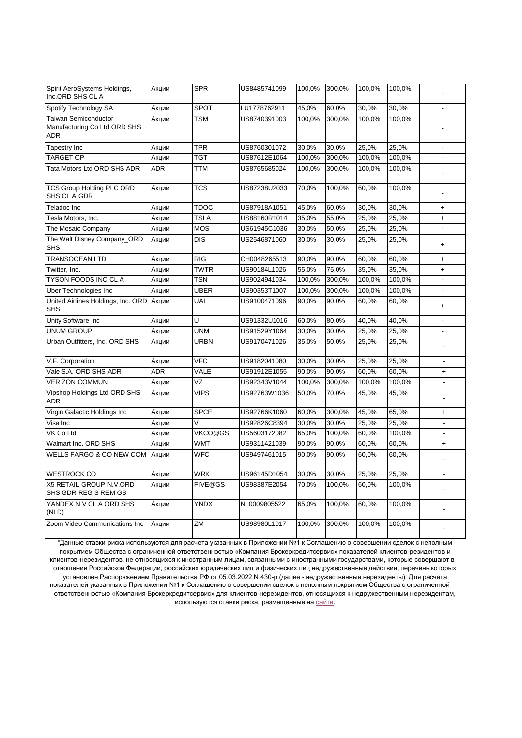| | | | | | | | | |
|---|---|---|---|---|---|---|---|---|
| Spirit AeroSystems Holdings, Inc.ORD SHS CL A | Акции | SPR | US8485741099 | 100,0% | 300,0% | 100,0% | 100,0% | - |
| Spotify Technology SA | Акции | SPOT | LU1778762911 | 45,0% | 60,0% | 30,0% | 30,0% | - |
| Taiwan Semiconductor Manufacturing Co Ltd ORD SHS ADR | Акции | TSM | US8740391003 | 100,0% | 300,0% | 100,0% | 100,0% | - |
| Tapestry Inc | Акции | TPR | US8760301072 | 30,0% | 30,0% | 25,0% | 25,0% | - |
| TARGET CP | Акции | TGT | US87612E1064 | 100,0% | 300,0% | 100,0% | 100,0% | - |
| Tata Motors Ltd ORD SHS ADR | ADR | TTM | US8765685024 | 100,0% | 300,0% | 100,0% | 100,0% | - |
| TCS Group Holding PLC ORD SHS CL A GDR | Акции | TCS | US87238U2033 | 70,0% | 100,0% | 60,0% | 100,0% | - |
| Teladoc Inc | Акции | TDOC | US87918A1051 | 45,0% | 60,0% | 30,0% | 30,0% | + |
| Tesla Motors, Inc. | Акции | TSLA | US88160R1014 | 35,0% | 55,0% | 25,0% | 25,0% | + |
| The Mosaic Company | Акции | MOS | US61945C1036 | 30,0% | 50,0% | 25,0% | 25,0% | - |
| The Walt Disney Company_ORD SHS | Акции | DIS | US2546871060 | 30,0% | 30,0% | 25,0% | 25,0% | + |
| TRANSOCEAN LTD | Акции | RIG | CH0048265513 | 90,0% | 90,0% | 60,0% | 60,0% | + |
| Twitter, Inc. | Акции | TWTR | US90184L1026 | 55,0% | 75,0% | 35,0% | 35,0% | + |
| TYSON FOODS INC CL A | Акции | TSN | US9024941034 | 100,0% | 300,0% | 100,0% | 100,0% | - |
| Uber Technologies Inc | Акции | UBER | US90353T1007 | 100,0% | 300,0% | 100,0% | 100,0% | - |
| United Airlines Holdings, Inc. ORD SHS | Акции | UAL | US9100471096 | 90,0% | 90,0% | 60,0% | 60,0% | + |
| Unity Software Inc | Акции | U | US91332U1016 | 60,0% | 80,0% | 40,0% | 40,0% | - |
| UNUM GROUP | Акции | UNM | US91529Y1064 | 30,0% | 30,0% | 25,0% | 25,0% | - |
| Urban Outfitters, Inc. ORD SHS | Акции | URBN | US9170471026 | 35,0% | 50,0% | 25,0% | 25,0% | - |
| V.F. Corporation | Акции | VFC | US9182041080 | 30,0% | 30,0% | 25,0% | 25,0% | - |
| Vale S.A. ORD SHS ADR | ADR | VALE | US91912E1055 | 90,0% | 90,0% | 60,0% | 60,0% | + |
| VERIZON COMMUN | Акции | VZ | US92343V1044 | 100,0% | 300,0% | 100,0% | 100,0% | - |
| Vipshop Holdings Ltd ORD SHS ADR | Акции | VIPS | US92763W1036 | 50,0% | 70,0% | 45,0% | 45,0% | - |
| Virgin Galactic Holdings Inc | Акции | SPCE | US92766K1060 | 60,0% | 300,0% | 45,0% | 65,0% | + |
| Visa Inc | Акции | V | US92826C8394 | 30,0% | 30,0% | 25,0% | 25,0% | - |
| VK Co Ltd | Акции | VKCO@GS | US5603172082 | 65,0% | 100,0% | 60,0% | 100,0% | - |
| Walmart Inc. ORD SHS | Акции | WMT | US9311421039 | 90,0% | 90,0% | 60,0% | 60,0% | + |
| WELLS FARGO & CO NEW COM | Акции | WFC | US9497461015 | 90,0% | 90,0% | 60,0% | 60,0% | - |
| WESTROCK CO | Акции | WRK | US96145D1054 | 30,0% | 30,0% | 25,0% | 25,0% | - |
| X5 RETAIL GROUP N.V.ORD SHS GDR REG S REM GB | Акции | FIVE@GS | US98387E2054 | 70,0% | 100,0% | 60,0% | 100,0% | - |
| YANDEX N V CL A ORD SHS (NLD) | Акции | YNDX | NL0009805522 | 65,0% | 100,0% | 60,0% | 100,0% | - |
| Zoom Video Communications Inc | Акции | ZM | US98980L1017 | 100,0% | 300,0% | 100,0% | 100,0% | - |

*Данные ставки риска используются для расчета указанных в Приложении №1 к Соглашению о совершении сделок с неполным покрытием Общества с ограниченной ответственностью «Компания Брокеркредитсервис» показателей клиентов-резидентов и клиентов-нерезидентов, не относящихся к иностранным лицам, связанными с иностранными государствами, которые совершают в отношении Российской Федерации, российских юридических лиц и физических лиц недружественные действия, перечень которых установлен Распоряжением Правительства РФ от 05.03.2022 N 430-р (далее - недружественные нерезиденты). Для расчета показателей указанных в Приложении №1 к Соглашению о совершении сделок с неполным покрытием Общества с ограниченной ответственностью «Компания Брокеркредитсервис» для клиентов-нерезидентов, относящихся к недружественным нерезидентам, используются ставки риска, размещенные на сайте.